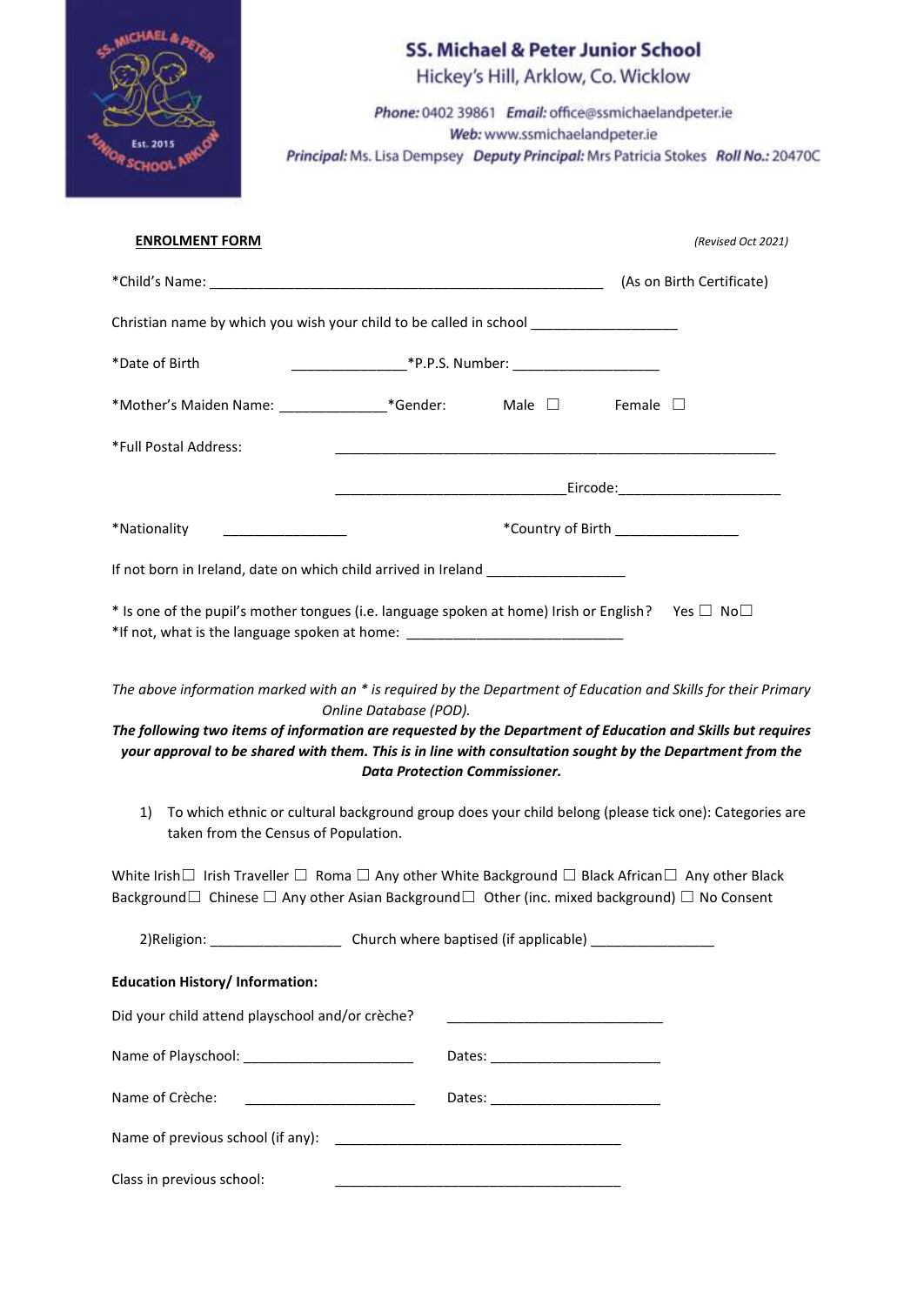## SS. Michael & Peter Junior School

Hickey's Hill, Arklow, Co. Wicklow

***Phone:*** 0402 39861 ***Email:*** office@ssmichaelandpeter.ie
***Web:*** www.ssmichaelandpeter.ie
***Principal:*** Ms. Lisa Dempsey ***Deputy Principal:*** Mrs Patricia Stokes ***Roll No.:*** 20470C

**ENROLMENT FORM** *(Revised Oct 2021)*

*Child's Name: ___________________________________________________ (As on Birth Certificate)

Christian name by which you wish your child to be called in school __________________

*Date of Birth _______________ *P.P.S. Number: ___________________

*Mother's Maiden Name: ______________ *Gender: Male ☐ Female ☐

*Full Postal Address: __________________________________________________________

______________________________ Eircode: _____________________

*Nationality ________________ *Country of Birth ________________

If not born in Ireland, date on which child arrived in Ireland __________________

* Is one of the pupil's mother tongues (i.e. language spoken at home) Irish or English? Yes ☐ No ☐
*If not, what is the language spoken at home: ____________________________

*The above information marked with an * is required by the Department of Education and Skills for their Primary Online Database (POD).*

***The following two items of information are requested by the Department of Education and Skills but requires your approval to be shared with them. This is in line with consultation sought by the Department from the Data Protection Commissioner.***

1) To which ethnic or cultural background group does your child belong (please tick one): Categories are taken from the Census of Population.

White Irish ☐ Irish Traveller ☐ Roma ☐ Any other White Background ☐ Black African ☐ Any other Black Background ☐ Chinese ☐ Any other Asian Background ☐ Other (inc. mixed background) ☐ No Consent

2) Religion: _________________ Church where baptised (if applicable) ________________

**Education History/ Information:**

Did your child attend playschool and/or crèche? ____________________________

Name of Playschool: ______________________ Dates: ______________________

Name of Crèche: ______________________ Dates: ______________________

Name of previous school (if any): _____________________________________

Class in previous school: _____________________________________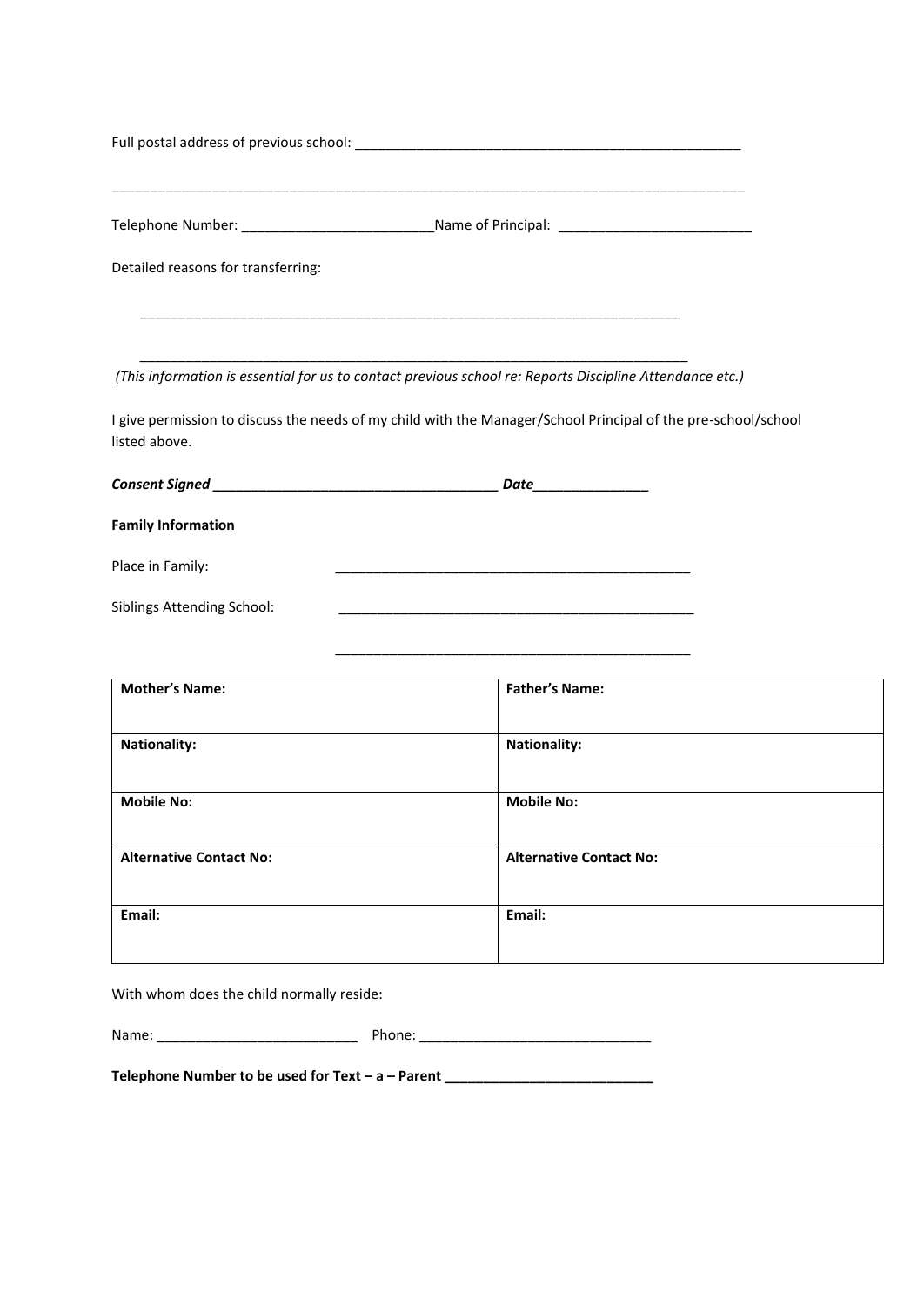Full postal address of previous school: ____________________________________________________

______________________________________________________________________________________

Telephone Number: _________________________Name of Principal: _________________________

Detailed reasons for transferring:

________________________________________________________________________

________________________________________________________________________

*(This information is essential for us to contact previous school re: Reports Discipline Attendance etc.)*

I give permission to discuss the needs of my child with the Manager/School Principal of the pre-school/school listed above.

***Consent Signed ______________________________________ Date_______________***

**Family Information**

Place in Family: _______________________________________________

Siblings Attending School: _______________________________________________

_______________________________________________

| **Mother's Name:** | **Father's Name:** |
|---|---|
| **Nationality:** | **Nationality:** |
| **Mobile No:** | **Mobile No:** |
| **Alternative Contact No:** | **Alternative Contact No:** |
| **Email:** | **Email:** |

With whom does the child normally reside:

Name: __________________________ Phone: ______________________________

**Telephone Number to be used for Text – a – Parent ___________________________**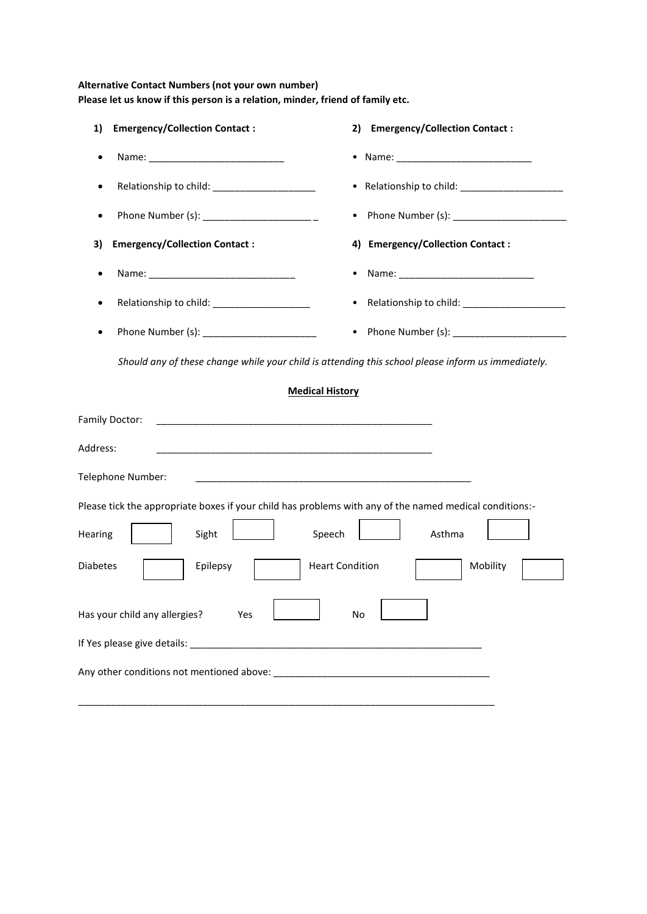**Alternative Contact Numbers (not your own number)**
**Please let us know if this person is a relation, minder, friend of family etc.**

1) **Emergency/Collection Contact :**

- Name: _________________________
- Relationship to child: ___________________
- Phone Number (s): ____________________ _

2) **Emergency/Collection Contact :**

- Name: _________________________
- Relationship to child: ___________________
- Phone Number (s): _____________________

3) **Emergency/Collection Contact :**

- Name: ___________________________
- Relationship to child: __________________
- Phone Number (s): _____________________

4) **Emergency/Collection Contact :**

- Name: _________________________
- Relationship to child: ___________________
- Phone Number (s): _____________________

*Should any of these change while your child is attending this school please inform us immediately.*

## Medical History

Family Doctor: _____________________________________________________

Address: _____________________________________________________

Telephone Number: _____________________________________________________

Please tick the appropriate boxes if your child has problems with any of the named medical conditions:-

Hearing ☐ Sight ☐ Speech ☐ Asthma ☐

Diabetes ☐ Epilepsy ☐ Heart Condition ☐ Mobility ☐

Has your child any allergies? Yes ☐ No ☐

If Yes please give details: _______________________________________________________

Any other conditions not mentioned above: ________________________________________

________________________________________________________________________________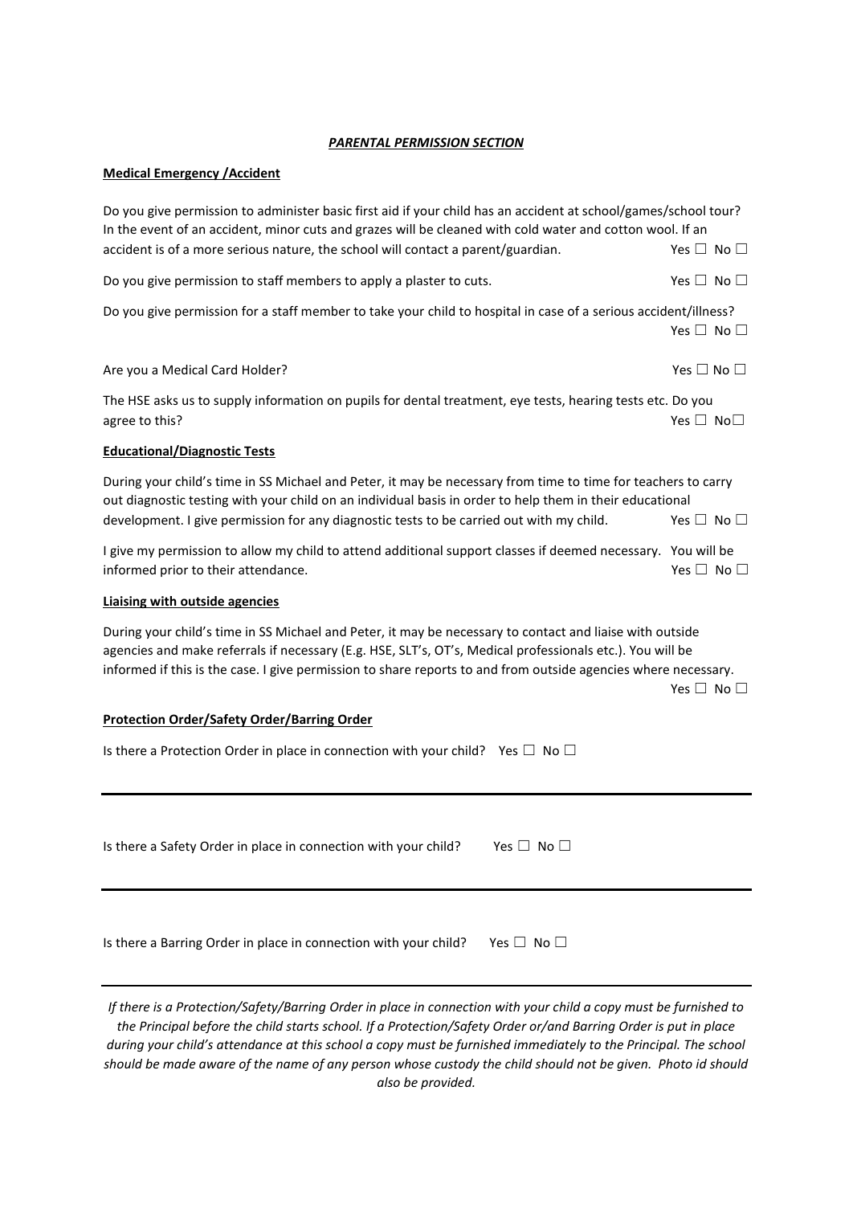***PARENTAL PERMISSION SECTION***

**Medical Emergency /Accident**

Do you give permission to administer basic first aid if your child has an accident at school/games/school tour? In the event of an accident, minor cuts and grazes will be cleaned with cold water and cotton wool. If an accident is of a more serious nature, the school will contact a parent/guardian. Yes ☐ No ☐

Do you give permission to staff members to apply a plaster to cuts. Yes ☐ No ☐

Do you give permission for a staff member to take your child to hospital in case of a serious accident/illness? Yes ☐ No ☐

Are you a Medical Card Holder? Yes ☐ No ☐

The HSE asks us to supply information on pupils for dental treatment, eye tests, hearing tests etc. Do you agree to this? Yes ☐ No☐

**Educational/Diagnostic Tests**

During your child's time in SS Michael and Peter, it may be necessary from time to time for teachers to carry out diagnostic testing with your child on an individual basis in order to help them in their educational development. I give permission for any diagnostic tests to be carried out with my child. Yes ☐ No ☐

I give my permission to allow my child to attend additional support classes if deemed necessary. You will be informed prior to their attendance. Yes ☐ No ☐

**Liaising with outside agencies**

During your child's time in SS Michael and Peter, it may be necessary to contact and liaise with outside agencies and make referrals if necessary (E.g. HSE, SLT's, OT's, Medical professionals etc.). You will be informed if this is the case. I give permission to share reports to and from outside agencies where necessary. Yes ☐ No ☐

**Protection Order/Safety Order/Barring Order**

Is there a Protection Order in place in connection with your child? Yes ☐ No ☐

---

Is there a Safety Order in place in connection with your child? Yes ☐ No ☐

---

Is there a Barring Order in place in connection with your child? Yes ☐ No ☐

---

*If there is a Protection/Safety/Barring Order in place in connection with your child a copy must be furnished to the Principal before the child starts school. If a Protection/Safety Order or/and Barring Order is put in place during your child's attendance at this school a copy must be furnished immediately to the Principal. The school should be made aware of the name of any person whose custody the child should not be given. Photo id should also be provided.*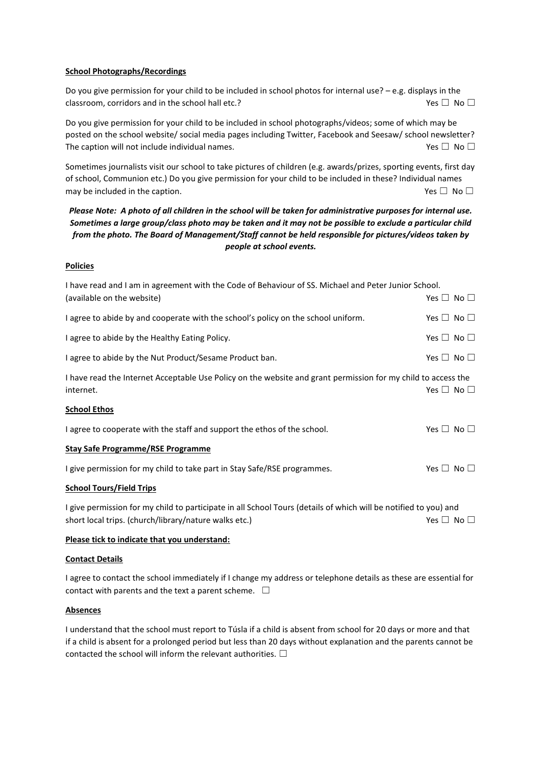**School Photographs/Recordings**

Do you give permission for your child to be included in school photos for internal use? – e.g. displays in the classroom, corridors and in the school hall etc.? Yes ☐ No ☐

Do you give permission for your child to be included in school photographs/videos; some of which may be posted on the school website/ social media pages including Twitter, Facebook and Seesaw/ school newsletter? The caption will not include individual names. Yes ☐ No ☐

Sometimes journalists visit our school to take pictures of children (e.g. awards/prizes, sporting events, first day of school, Communion etc.) Do you give permission for your child to be included in these? Individual names may be included in the caption. Yes ☐ No ☐

***Please Note: A photo of all children in the school will be taken for administrative purposes for internal use. Sometimes a large group/class photo may be taken and it may not be possible to exclude a particular child from the photo. The Board of Management/Staff cannot be held responsible for pictures/videos taken by people at school events.***

**Policies**

I have read and I am in agreement with the Code of Behaviour of SS. Michael and Peter Junior School. (available on the website) Yes ☐ No ☐

I agree to abide by and cooperate with the school's policy on the school uniform. Yes ☐ No ☐

I agree to abide by the Healthy Eating Policy. Yes ☐ No ☐

I agree to abide by the Nut Product/Sesame Product ban. Yes ☐ No ☐

I have read the Internet Acceptable Use Policy on the website and grant permission for my child to access the internet. Yes ☐ No ☐

**School Ethos**

I agree to cooperate with the staff and support the ethos of the school. Yes ☐ No ☐

**Stay Safe Programme/RSE Programme**

I give permission for my child to take part in Stay Safe/RSE programmes. Yes ☐ No ☐

**School Tours/Field Trips**

I give permission for my child to participate in all School Tours (details of which will be notified to you) and short local trips. (church/library/nature walks etc.) Yes ☐ No ☐

**Please tick to indicate that you understand:**

**Contact Details**

I agree to contact the school immediately if I change my address or telephone details as these are essential for contact with parents and the text a parent scheme. ☐

**Absences**

I understand that the school must report to Túsla if a child is absent from school for 20 days or more and that if a child is absent for a prolonged period but less than 20 days without explanation and the parents cannot be contacted the school will inform the relevant authorities. ☐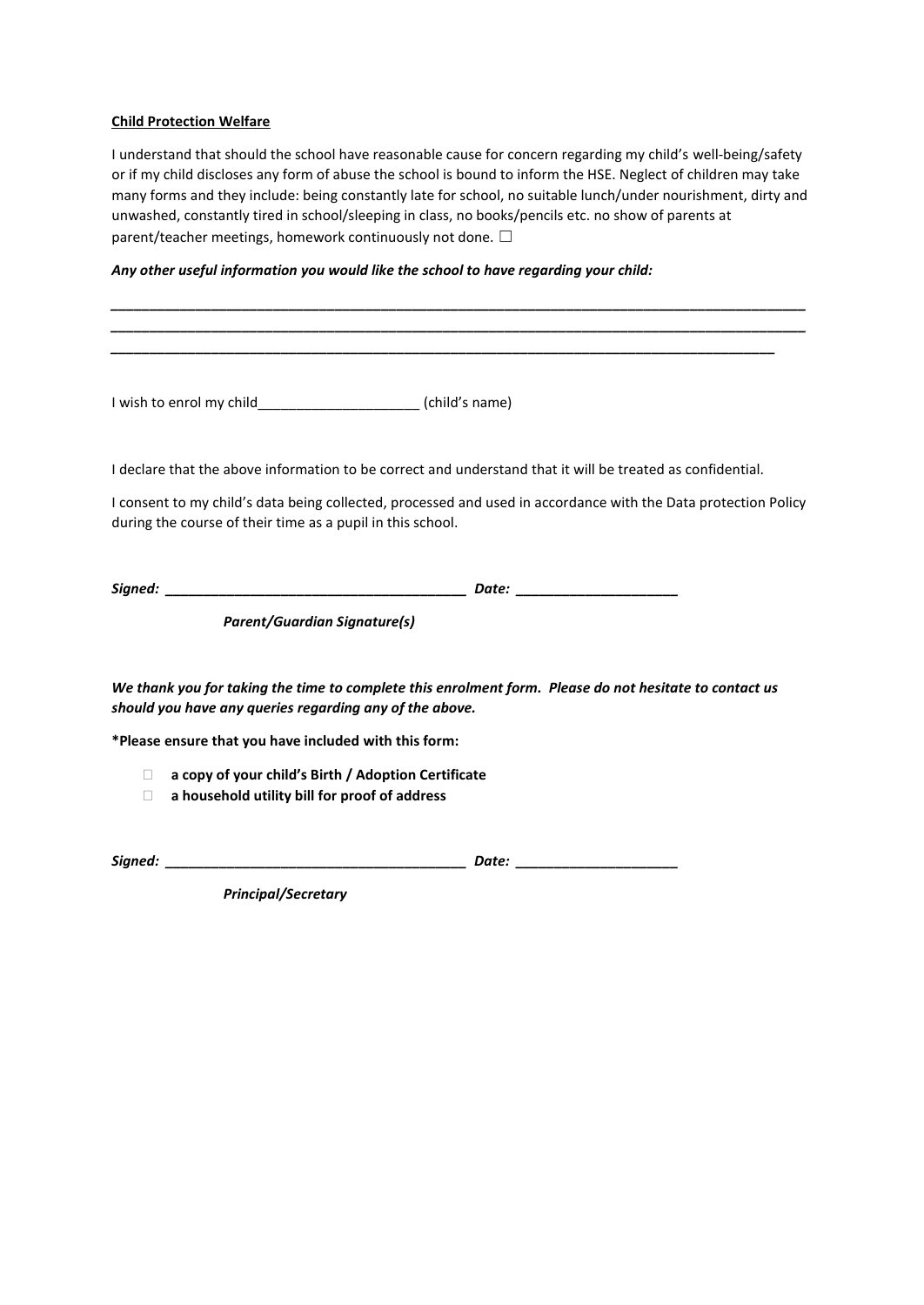**Child Protection Welfare**

I understand that should the school have reasonable cause for concern regarding my child's well-being/safety or if my child discloses any form of abuse the school is bound to inform the HSE. Neglect of children may take many forms and they include: being constantly late for school, no suitable lunch/under nourishment, dirty and unwashed, constantly tired in school/sleeping in class, no books/pencils etc. no show of parents at parent/teacher meetings, homework continuously not done. ☐

***Any other useful information you would like the school to have regarding your child:***

_____________________________________________________________________________________________

_____________________________________________________________________________________________

_________________________________________________________________________________________

I wish to enrol my child_____________________ (child's name)

I declare that the above information to be correct and understand that it will be treated as confidential.

I consent to my child's data being collected, processed and used in accordance with the Data protection Policy during the course of their time as a pupil in this school.

***Signed:*** _______________________________________ ***Date:*** _____________________

***Parent/Guardian Signature(s)***

***We thank you for taking the time to complete this enrolment form. Please do not hesitate to contact us should you have any queries regarding any of the above.***

**\*Please ensure that you have included with this form:**

- ☐ **a copy of your child's Birth / Adoption Certificate**
- ☐ **a household utility bill for proof of address**

***Signed:*** _______________________________________ ***Date:*** _____________________

***Principal/Secretary***